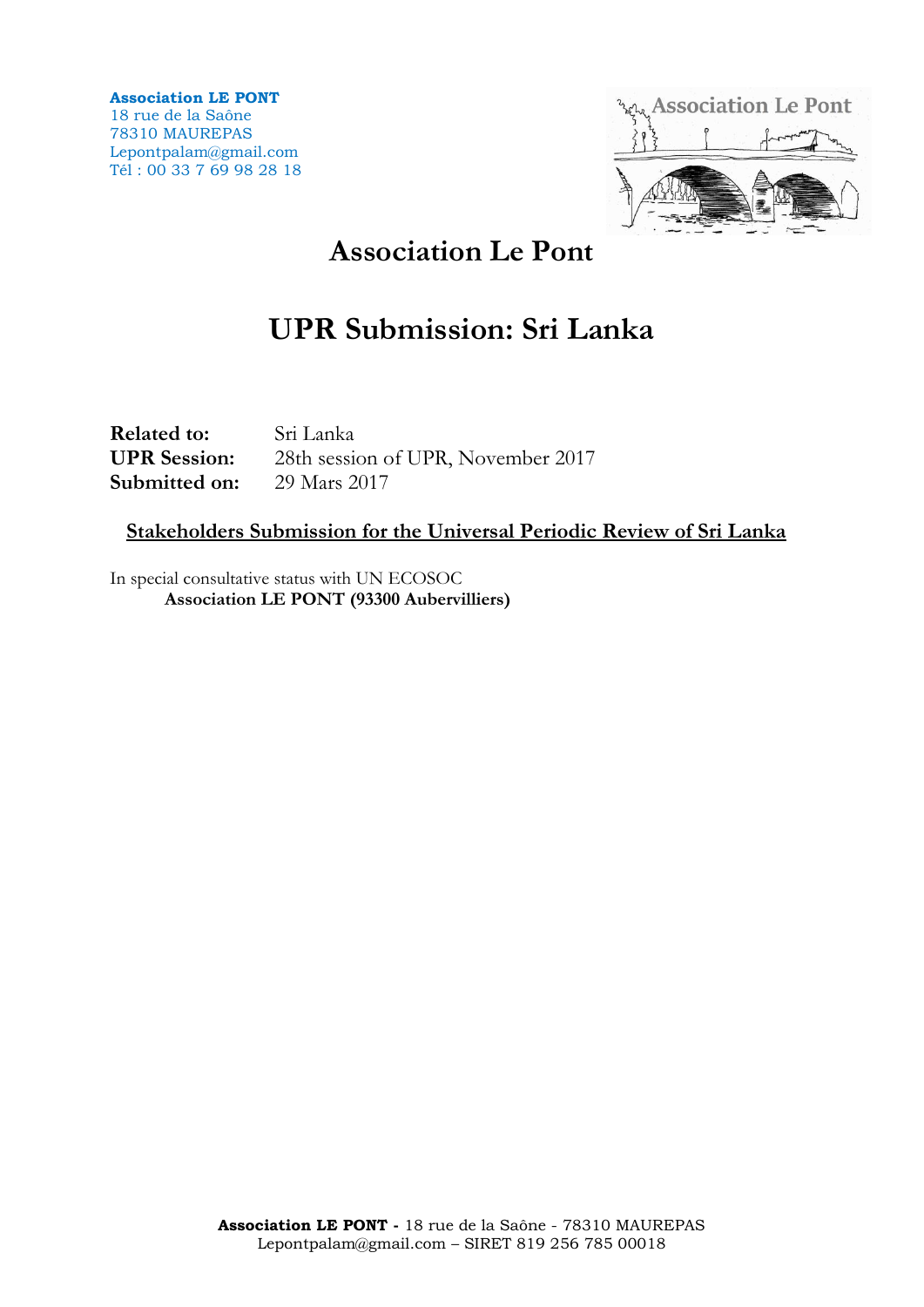**Association LE PONT**
18 rue de la Saône
78310 MAUREPAS
Lepontpalam@gmail.com
Tél : 00 33 7 69 98 28 18

# Association Le Pont

# UPR Submission: Sri Lanka

**Related to:** Sri Lanka
**UPR Session:** 28th session of UPR, November 2017
**Submitted on:** 29 Mars 2017

**Stakeholders Submission for the Universal Periodic Review of Sri Lanka**

In special consultative status with UN ECOSOC
**Association LE PONT (93300 Aubervilliers)**

**Association LE PONT -** 18 rue de la Saône - 78310 MAUREPAS
Lepontpalam@gmail.com – SIRET 819 256 785 00018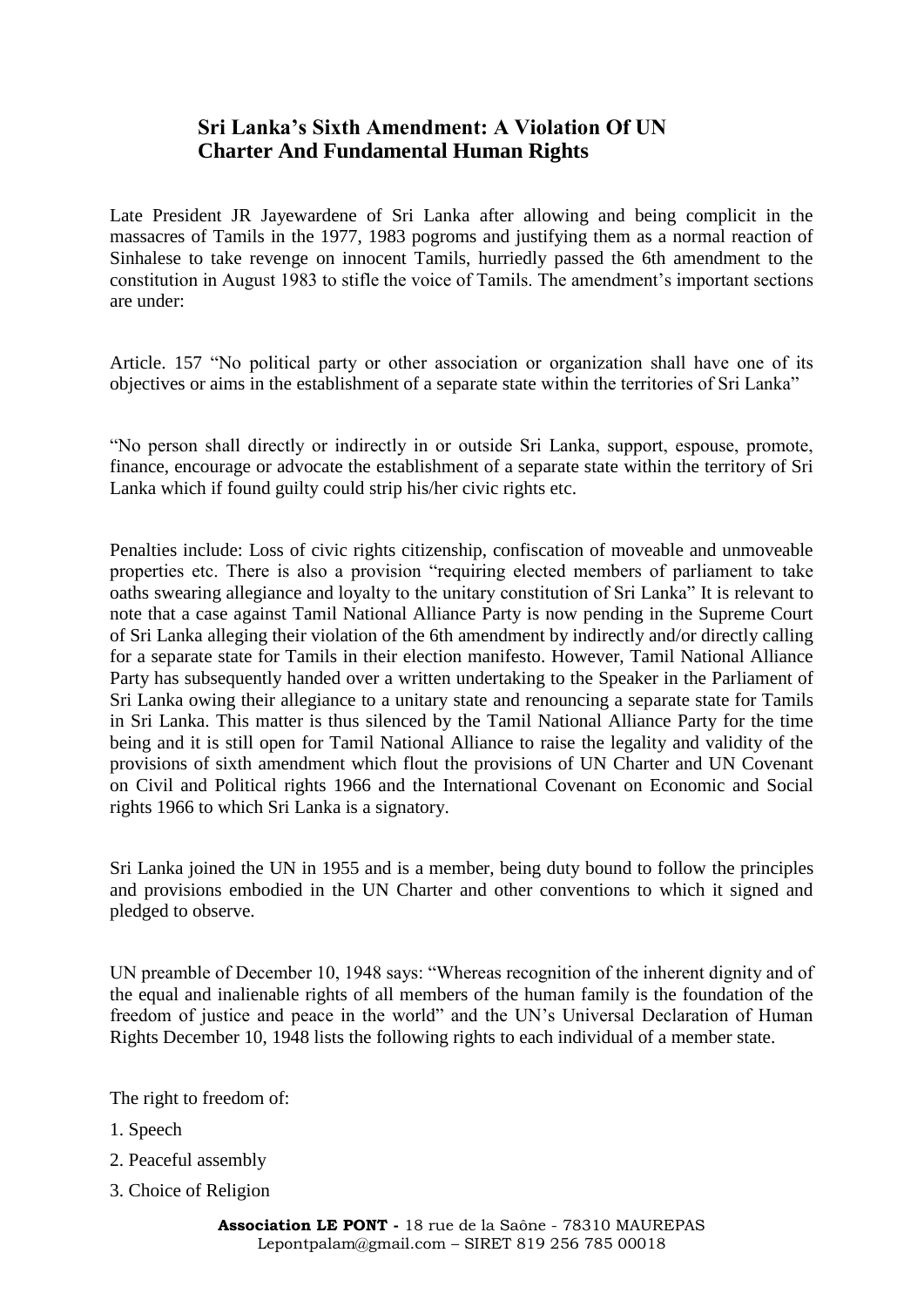## Sri Lanka's Sixth Amendment: A Violation Of UN Charter And Fundamental Human Rights

Late President JR Jayewardene of Sri Lanka after allowing and being complicit in the massacres of Tamils in the 1977, 1983 pogroms and justifying them as a normal reaction of Sinhalese to take revenge on innocent Tamils, hurriedly passed the 6th amendment to the constitution in August 1983 to stifle the voice of Tamils. The amendment's important sections are under:

Article. 157 "No political party or other association or organization shall have one of its objectives or aims in the establishment of a separate state within the territories of Sri Lanka"

"No person shall directly or indirectly in or outside Sri Lanka, support, espouse, promote, finance, encourage or advocate the establishment of a separate state within the territory of Sri Lanka which if found guilty could strip his/her civic rights etc.

Penalties include: Loss of civic rights citizenship, confiscation of moveable and unmoveable properties etc. There is also a provision "requiring elected members of parliament to take oaths swearing allegiance and loyalty to the unitary constitution of Sri Lanka" It is relevant to note that a case against Tamil National Alliance Party is now pending in the Supreme Court of Sri Lanka alleging their violation of the 6th amendment by indirectly and/or directly calling for a separate state for Tamils in their election manifesto. However, Tamil National Alliance Party has subsequently handed over a written undertaking to the Speaker in the Parliament of Sri Lanka owing their allegiance to a unitary state and renouncing a separate state for Tamils in Sri Lanka. This matter is thus silenced by the Tamil National Alliance Party for the time being and it is still open for Tamil National Alliance to raise the legality and validity of the provisions of sixth amendment which flout the provisions of UN Charter and UN Covenant on Civil and Political rights 1966 and the International Covenant on Economic and Social rights 1966 to which Sri Lanka is a signatory.

Sri Lanka joined the UN in 1955 and is a member, being duty bound to follow the principles and provisions embodied in the UN Charter and other conventions to which it signed and pledged to observe.

UN preamble of December 10, 1948 says: "Whereas recognition of the inherent dignity and of the equal and inalienable rights of all members of the human family is the foundation of the freedom of justice and peace in the world" and the UN's Universal Declaration of Human Rights December 10, 1948 lists the following rights to each individual of a member state.

The right to freedom of:

1. Speech
2. Peaceful assembly
3. Choice of Religion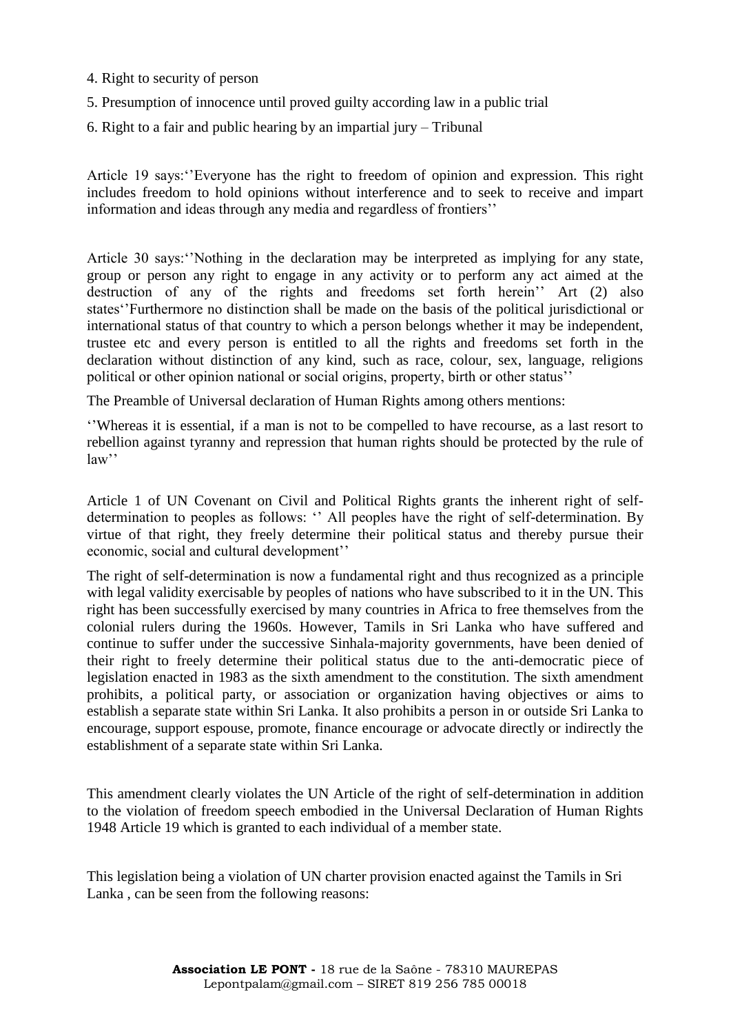4. Right to security of person

5. Presumption of innocence until proved guilty according law in a public trial

6. Right to a fair and public hearing by an impartial jury – Tribunal

Article 19 says:''Everyone has the right to freedom of opinion and expression. This right includes freedom to hold opinions without interference and to seek to receive and impart information and ideas through any media and regardless of frontiers''

Article 30 says:''Nothing in the declaration may be interpreted as implying for any state, group or person any right to engage in any activity or to perform any act aimed at the destruction of any of the rights and freedoms set forth herein'' Art (2) also states''Furthermore no distinction shall be made on the basis of the political jurisdictional or international status of that country to which a person belongs whether it may be independent, trustee etc and every person is entitled to all the rights and freedoms set forth in the declaration without distinction of any kind, such as race, colour, sex, language, religions political or other opinion national or social origins, property, birth or other status''

The Preamble of Universal declaration of Human Rights among others mentions:

''Whereas it is essential, if a man is not to be compelled to have recourse, as a last resort to rebellion against tyranny and repression that human rights should be protected by the rule of law''

Article 1 of UN Covenant on Civil and Political Rights grants the inherent right of self-determination to peoples as follows: '' All peoples have the right of self-determination. By virtue of that right, they freely determine their political status and thereby pursue their economic, social and cultural development''

The right of self-determination is now a fundamental right and thus recognized as a principle with legal validity exercisable by peoples of nations who have subscribed to it in the UN. This right has been successfully exercised by many countries in Africa to free themselves from the colonial rulers during the 1960s. However, Tamils in Sri Lanka who have suffered and continue to suffer under the successive Sinhala-majority governments, have been denied of their right to freely determine their political status due to the anti-democratic piece of legislation enacted in 1983 as the sixth amendment to the constitution. The sixth amendment prohibits, a political party, or association or organization having objectives or aims to establish a separate state within Sri Lanka. It also prohibits a person in or outside Sri Lanka to encourage, support espouse, promote, finance encourage or advocate directly or indirectly the establishment of a separate state within Sri Lanka.

This amendment clearly violates the UN Article of the right of self-determination in addition to the violation of freedom speech embodied in the Universal Declaration of Human Rights 1948 Article 19 which is granted to each individual of a member state.

This legislation being a violation of UN charter provision enacted against the Tamils in Sri Lanka , can be seen from the following reasons: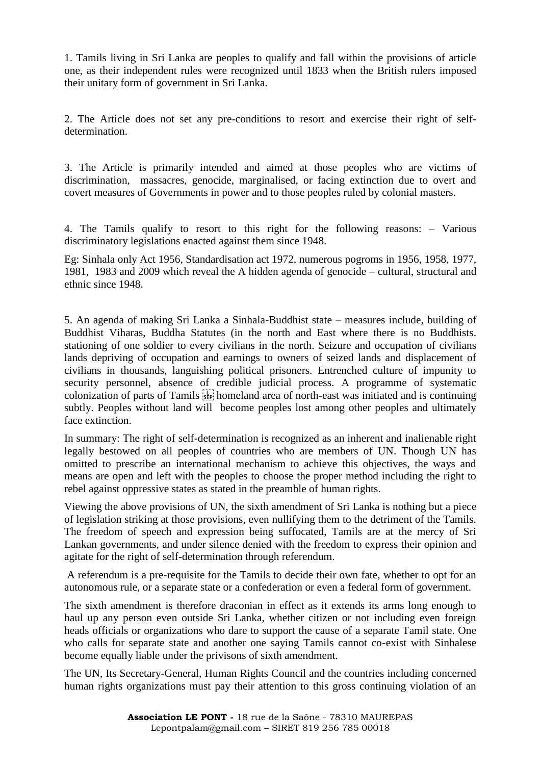1. Tamils living in Sri Lanka are peoples to qualify and fall within the provisions of article one, as their independent rules were recognized until 1833 when the British rulers imposed their unitary form of government in Sri Lanka.

2. The Article does not set any pre-conditions to resort and exercise their right of self-determination.

3. The Article is primarily intended and aimed at those peoples who are victims of discrimination, massacres, genocide, marginalised, or facing extinction due to overt and covert measures of Governments in power and to those peoples ruled by colonial masters.

4. The Tamils qualify to resort to this right for the following reasons: – Various discriminatory legislations enacted against them since 1948.

Eg: Sinhala only Act 1956, Standardisation act 1972, numerous pogroms in 1956, 1958, 1977, 1981, 1983 and 2009 which reveal the A hidden agenda of genocide – cultural, structural and ethnic since 1948.

5. An agenda of making Sri Lanka a Sinhala-Buddhist state – measures include, building of Buddhist Viharas, Buddha Statutes (in the north and East where there is no Buddhists. stationing of one soldier to every civilians in the north. Seizure and occupation of civilians lands depriving of occupation and earnings to owners of seized lands and displacement of civilians in thousands, languishing political prisoners. Entrenched culture of impunity to security personnel, absence of credible judicial process. A programme of systematic colonization of parts of Tamils homeland area of north-east was initiated and is continuing subtly. Peoples without land will become peoples lost among other peoples and ultimately face extinction.

In summary: The right of self-determination is recognized as an inherent and inalienable right legally bestowed on all peoples of countries who are members of UN. Though UN has omitted to prescribe an international mechanism to achieve this objectives, the ways and means are open and left with the peoples to choose the proper method including the right to rebel against oppressive states as stated in the preamble of human rights.

Viewing the above provisions of UN, the sixth amendment of Sri Lanka is nothing but a piece of legislation striking at those provisions, even nullifying them to the detriment of the Tamils. The freedom of speech and expression being suffocated, Tamils are at the mercy of Sri Lankan governments, and under silence denied with the freedom to express their opinion and agitate for the right of self-determination through referendum.

A referendum is a pre-requisite for the Tamils to decide their own fate, whether to opt for an autonomous rule, or a separate state or a confederation or even a federal form of government.

The sixth amendment is therefore draconian in effect as it extends its arms long enough to haul up any person even outside Sri Lanka, whether citizen or not including even foreign heads officials or organizations who dare to support the cause of a separate Tamil state. One who calls for separate state and another one saying Tamils cannot co-exist with Sinhalese become equally liable under the privisons of sixth amendment.

The UN, Its Secretary-General, Human Rights Council and the countries including concerned human rights organizations must pay their attention to this gross continuing violation of an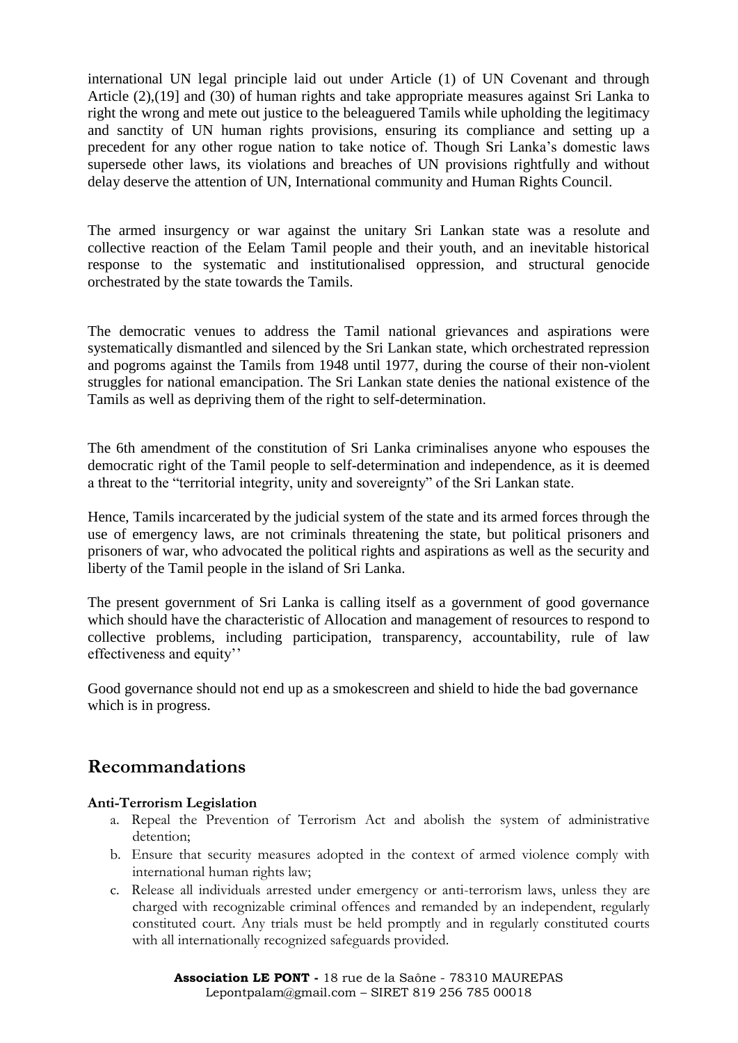international UN legal principle laid out under Article (1) of UN Covenant and through Article (2),(19] and (30) of human rights and take appropriate measures against Sri Lanka to right the wrong and mete out justice to the beleaguered Tamils while upholding the legitimacy and sanctity of UN human rights provisions, ensuring its compliance and setting up a precedent for any other rogue nation to take notice of. Though Sri Lanka's domestic laws supersede other laws, its violations and breaches of UN provisions rightfully and without delay deserve the attention of UN, International community and Human Rights Council.

The armed insurgency or war against the unitary Sri Lankan state was a resolute and collective reaction of the Eelam Tamil people and their youth, and an inevitable historical response to the systematic and institutionalised oppression, and structural genocide orchestrated by the state towards the Tamils.

The democratic venues to address the Tamil national grievances and aspirations were systematically dismantled and silenced by the Sri Lankan state, which orchestrated repression and pogroms against the Tamils from 1948 until 1977, during the course of their non-violent struggles for national emancipation. The Sri Lankan state denies the national existence of the Tamils as well as depriving them of the right to self-determination.

The 6th amendment of the constitution of Sri Lanka criminalises anyone who espouses the democratic right of the Tamil people to self-determination and independence, as it is deemed a threat to the "territorial integrity, unity and sovereignty" of the Sri Lankan state.

Hence, Tamils incarcerated by the judicial system of the state and its armed forces through the use of emergency laws, are not criminals threatening the state, but political prisoners and prisoners of war, who advocated the political rights and aspirations as well as the security and liberty of the Tamil people in the island of Sri Lanka.

The present government of Sri Lanka is calling itself as a government of good governance which should have the characteristic of Allocation and management of resources to respond to collective problems, including participation, transparency, accountability, rule of law effectiveness and equity''

Good governance should not end up as a smokescreen and shield to hide the bad governance which is in progress.

## Recommandations

**Anti-Terrorism Legislation**

a. Repeal the Prevention of Terrorism Act and abolish the system of administrative detention;
b. Ensure that security measures adopted in the context of armed violence comply with international human rights law;
c. Release all individuals arrested under emergency or anti-terrorism laws, unless they are charged with recognizable criminal offences and remanded by an independent, regularly constituted court. Any trials must be held promptly and in regularly constituted courts with all internationally recognized safeguards provided.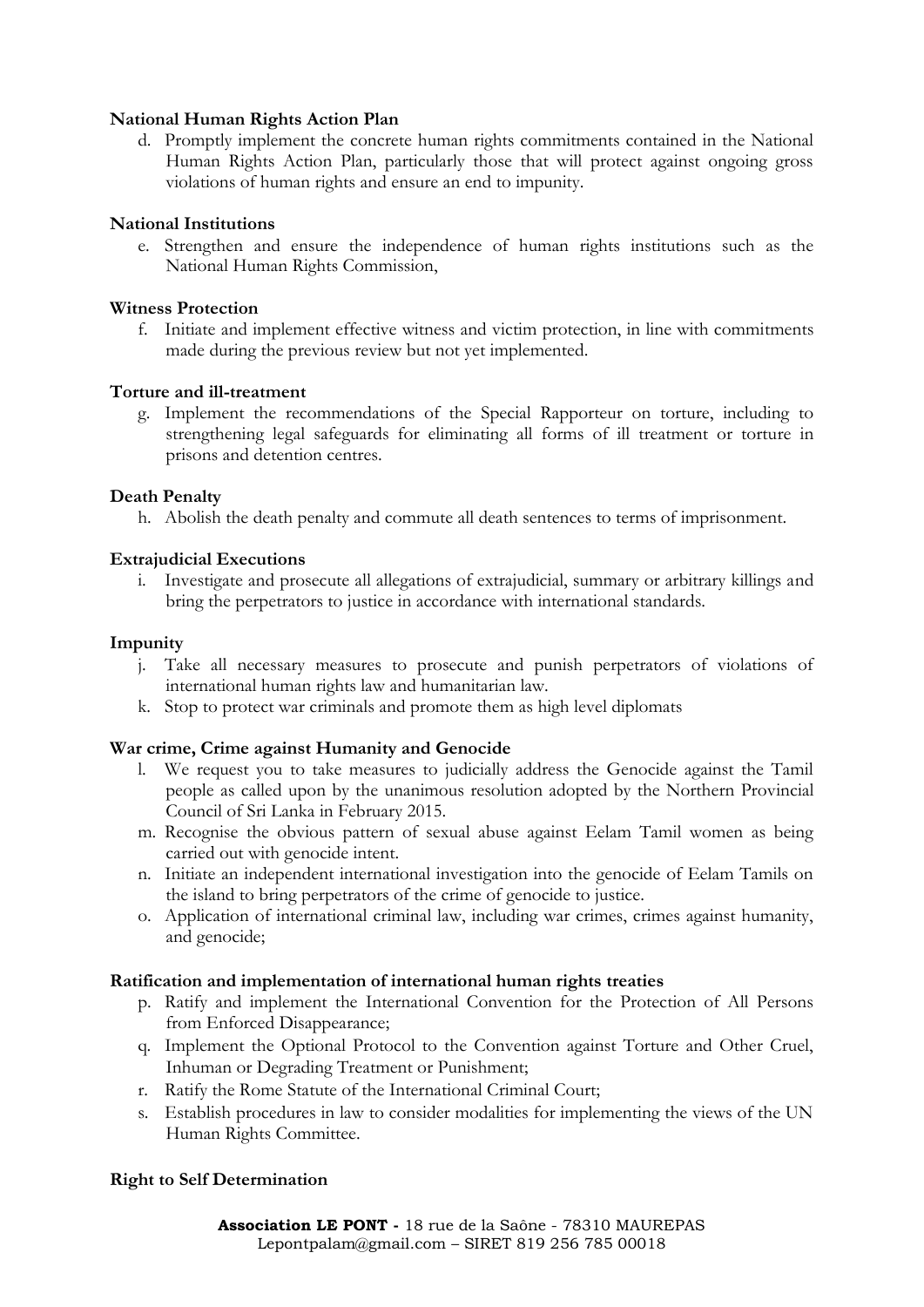**National Human Rights Action Plan**

d. Promptly implement the concrete human rights commitments contained in the National Human Rights Action Plan, particularly those that will protect against ongoing gross violations of human rights and ensure an end to impunity.

**National Institutions**

e. Strengthen and ensure the independence of human rights institutions such as the National Human Rights Commission,

**Witness Protection**

f. Initiate and implement effective witness and victim protection, in line with commitments made during the previous review but not yet implemented.

**Torture and ill-treatment**

g. Implement the recommendations of the Special Rapporteur on torture, including to strengthening legal safeguards for eliminating all forms of ill treatment or torture in prisons and detention centres.

**Death Penalty**

h. Abolish the death penalty and commute all death sentences to terms of imprisonment.

**Extrajudicial Executions**

i. Investigate and prosecute all allegations of extrajudicial, summary or arbitrary killings and bring the perpetrators to justice in accordance with international standards.

**Impunity**

j. Take all necessary measures to prosecute and punish perpetrators of violations of international human rights law and humanitarian law.
k. Stop to protect war criminals and promote them as high level diplomats

**War crime, Crime against Humanity and Genocide**

l. We request you to take measures to judicially address the Genocide against the Tamil people as called upon by the unanimous resolution adopted by the Northern Provincial Council of Sri Lanka in February 2015.
m. Recognise the obvious pattern of sexual abuse against Eelam Tamil women as being carried out with genocide intent.
n. Initiate an independent international investigation into the genocide of Eelam Tamils on the island to bring perpetrators of the crime of genocide to justice.
o. Application of international criminal law, including war crimes, crimes against humanity, and genocide;

**Ratification and implementation of international human rights treaties**

p. Ratify and implement the International Convention for the Protection of All Persons from Enforced Disappearance;
q. Implement the Optional Protocol to the Convention against Torture and Other Cruel, Inhuman or Degrading Treatment or Punishment;
r. Ratify the Rome Statute of the International Criminal Court;
s. Establish procedures in law to consider modalities for implementing the views of the UN Human Rights Committee.

**Right to Self Determination**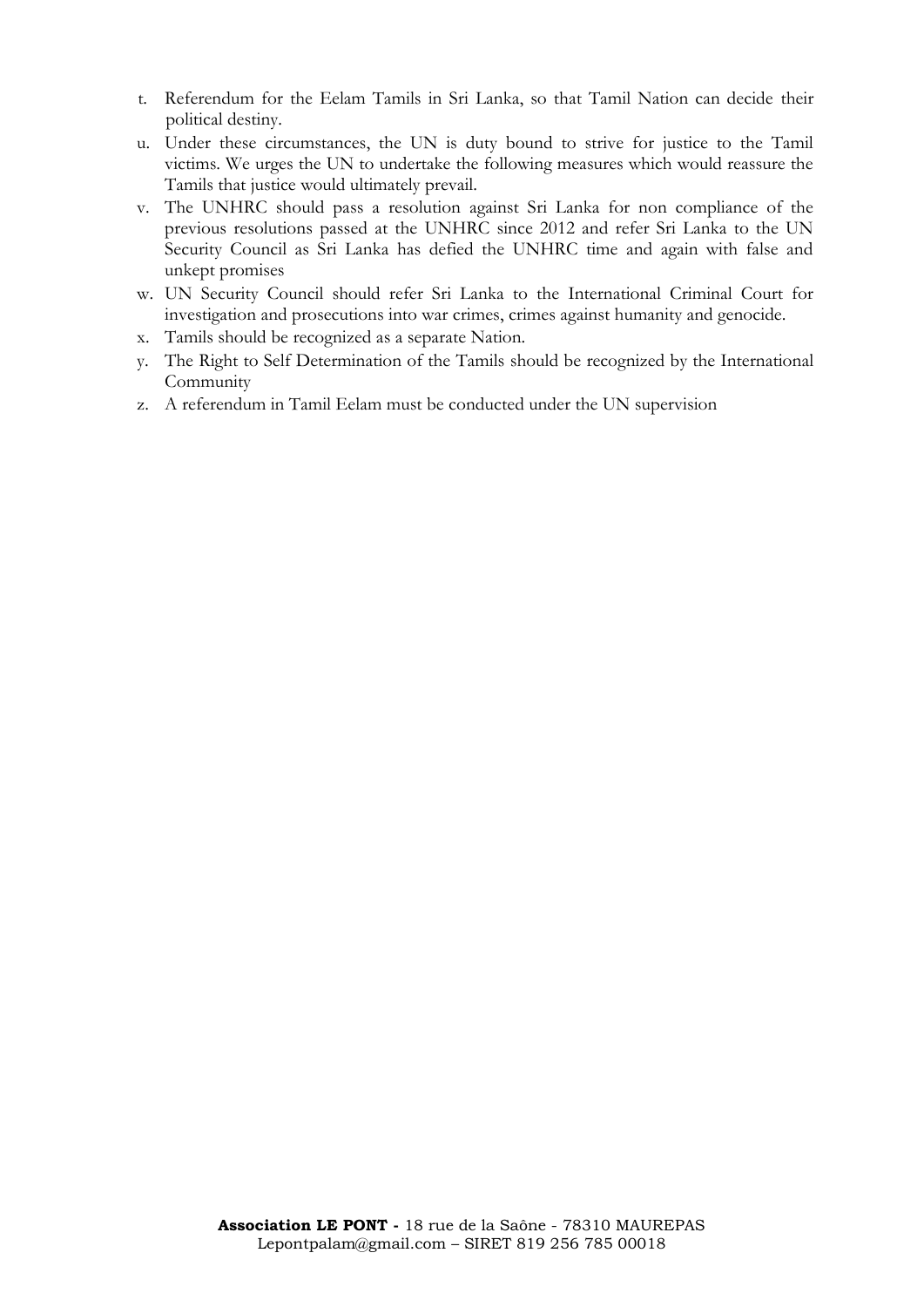t. Referendum for the Eelam Tamils in Sri Lanka, so that Tamil Nation can decide their political destiny.
u. Under these circumstances, the UN is duty bound to strive for justice to the Tamil victims. We urges the UN to undertake the following measures which would reassure the Tamils that justice would ultimately prevail.
v. The UNHRC should pass a resolution against Sri Lanka for non compliance of the previous resolutions passed at the UNHRC since 2012 and refer Sri Lanka to the UN Security Council as Sri Lanka has defied the UNHRC time and again with false and unkept promises
w. UN Security Council should refer Sri Lanka to the International Criminal Court for investigation and prosecutions into war crimes, crimes against humanity and genocide.
x. Tamils should be recognized as a separate Nation.
y. The Right to Self Determination of the Tamils should be recognized by the International Community
z. A referendum in Tamil Eelam must be conducted under the UN supervision